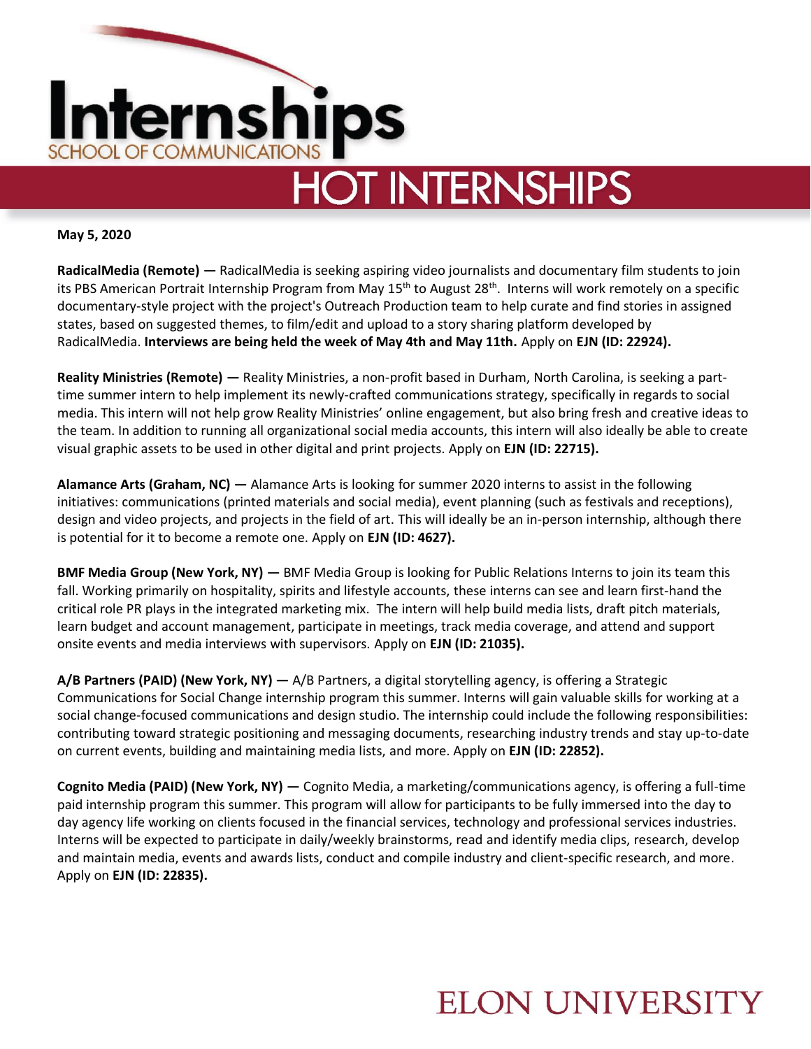# Internships

SCHOOL OF COMMUNICATIONS

## HOT INTERNSHIPS

**May 5, 2020**

**RadicalMedia (Remote) —** RadicalMedia is seeking aspiring video journalists and documentary film students to join its PBS American Portrait Internship Program from May 15th to August 28th. Interns will work remotely on a specific documentary-style project with the project's Outreach Production team to help curate and find stories in assigned states, based on suggested themes, to film/edit and upload to a story sharing platform developed by RadicalMedia. **Interviews are being held the week of May 4th and May 11th.** Apply on **EJN (ID: 22924).**

**Reality Ministries (Remote) —** Reality Ministries, a non-profit based in Durham, North Carolina, is seeking a part-time summer intern to help implement its newly-crafted communications strategy, specifically in regards to social media. This intern will not help grow Reality Ministries' online engagement, but also bring fresh and creative ideas to the team. In addition to running all organizational social media accounts, this intern will also ideally be able to create visual graphic assets to be used in other digital and print projects. Apply on **EJN (ID: 22715).**

**Alamance Arts (Graham, NC) —** Alamance Arts is looking for summer 2020 interns to assist in the following initiatives: communications (printed materials and social media), event planning (such as festivals and receptions), design and video projects, and projects in the field of art. This will ideally be an in-person internship, although there is potential for it to become a remote one. Apply on **EJN (ID: 4627).**

**BMF Media Group (New York, NY) —** BMF Media Group is looking for Public Relations Interns to join its team this fall. Working primarily on hospitality, spirits and lifestyle accounts, these interns can see and learn first-hand the critical role PR plays in the integrated marketing mix. The intern will help build media lists, draft pitch materials, learn budget and account management, participate in meetings, track media coverage, and attend and support onsite events and media interviews with supervisors. Apply on **EJN (ID: 21035).**

**A/B Partners (PAID) (New York, NY) —** A/B Partners, a digital storytelling agency, is offering a Strategic Communications for Social Change internship program this summer. Interns will gain valuable skills for working at a social change-focused communications and design studio. The internship could include the following responsibilities: contributing toward strategic positioning and messaging documents, researching industry trends and stay up-to-date on current events, building and maintaining media lists, and more. Apply on **EJN (ID: 22852).**

**Cognito Media (PAID) (New York, NY) —** Cognito Media, a marketing/communications agency, is offering a full-time paid internship program this summer. This program will allow for participants to be fully immersed into the day to day agency life working on clients focused in the financial services, technology and professional services industries. Interns will be expected to participate in daily/weekly brainstorms, read and identify media clips, research, develop and maintain media, events and awards lists, conduct and compile industry and client-specific research, and more. Apply on **EJN (ID: 22835).**

ELON UNIVERSITY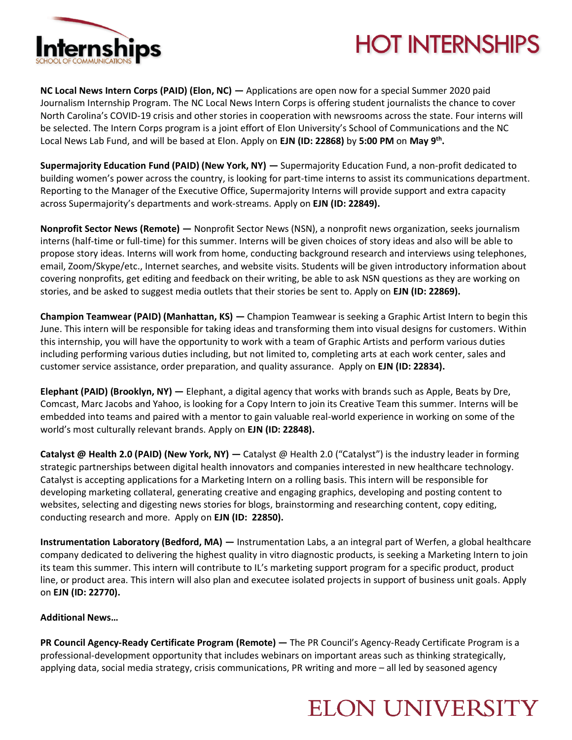# HOT INTERNSHIPS

**NC Local News Intern Corps (PAID) (Elon, NC) —** Applications are open now for a special Summer 2020 paid Journalism Internship Program. The NC Local News Intern Corps is offering student journalists the chance to cover North Carolina's COVID-19 crisis and other stories in cooperation with newsrooms across the state. Four interns will be selected. The Intern Corps program is a joint effort of Elon University's School of Communications and the NC Local News Lab Fund, and will be based at Elon. Apply on **EJN (ID: 22868)** by **5:00 PM** on **May 9th.**

**Supermajority Education Fund (PAID) (New York, NY) —** Supermajority Education Fund, a non-profit dedicated to building women's power across the country, is looking for part-time interns to assist its communications department. Reporting to the Manager of the Executive Office, Supermajority Interns will provide support and extra capacity across Supermajority's departments and work-streams. Apply on **EJN (ID: 22849).**

**Nonprofit Sector News (Remote) —** Nonprofit Sector News (NSN), a nonprofit news organization, seeks journalism interns (half-time or full-time) for this summer. Interns will be given choices of story ideas and also will be able to propose story ideas. Interns will work from home, conducting background research and interviews using telephones, email, Zoom/Skype/etc., Internet searches, and website visits. Students will be given introductory information about covering nonprofits, get editing and feedback on their writing, be able to ask NSN questions as they are working on stories, and be asked to suggest media outlets that their stories be sent to. Apply on **EJN (ID: 22869).**

**Champion Teamwear (PAID) (Manhattan, KS) —** Champion Teamwear is seeking a Graphic Artist Intern to begin this June. This intern will be responsible for taking ideas and transforming them into visual designs for customers. Within this internship, you will have the opportunity to work with a team of Graphic Artists and perform various duties including performing various duties including, but not limited to, completing arts at each work center, sales and customer service assistance, order preparation, and quality assurance. Apply on **EJN (ID: 22834).**

**Elephant (PAID) (Brooklyn, NY) —** Elephant, a digital agency that works with brands such as Apple, Beats by Dre, Comcast, Marc Jacobs and Yahoo, is looking for a Copy Intern to join its Creative Team this summer. Interns will be embedded into teams and paired with a mentor to gain valuable real-world experience in working on some of the world's most culturally relevant brands. Apply on **EJN (ID: 22848).**

**Catalyst @ Health 2.0 (PAID) (New York, NY) —** Catalyst @ Health 2.0 ("Catalyst") is the industry leader in forming strategic partnerships between digital health innovators and companies interested in new healthcare technology. Catalyst is accepting applications for a Marketing Intern on a rolling basis. This intern will be responsible for developing marketing collateral, generating creative and engaging graphics, developing and posting content to websites, selecting and digesting news stories for blogs, brainstorming and researching content, copy editing, conducting research and more. Apply on **EJN (ID: 22850).**

**Instrumentation Laboratory (Bedford, MA) —** Instrumentation Labs, a an integral part of Werfen, a global healthcare company dedicated to delivering the highest quality in vitro diagnostic products, is seeking a Marketing Intern to join its team this summer. This intern will contribute to IL's marketing support program for a specific product, product line, or product area. This intern will also plan and executee isolated projects in support of business unit goals. Apply on **EJN (ID: 22770).**

**Additional News…**

**PR Council Agency-Ready Certificate Program (Remote) —** The PR Council's Agency-Ready Certificate Program is a professional-development opportunity that includes webinars on important areas such as thinking strategically, applying data, social media strategy, crisis communications, PR writing and more – all led by seasoned agency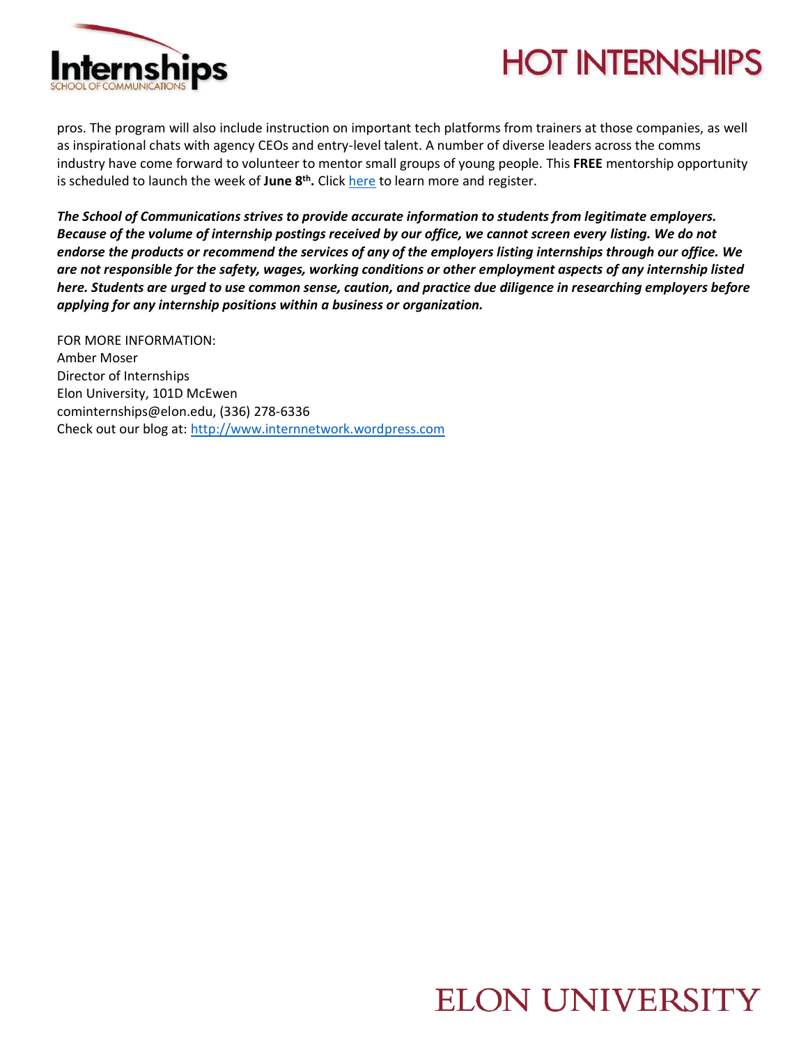pros. The program will also include instruction on important tech platforms from trainers at those companies, as well as inspirational chats with agency CEOs and entry-level talent. A number of diverse leaders across the comms industry have come forward to volunteer to mentor small groups of young people. This **FREE** mentorship opportunity is scheduled to launch the week of **June 8th.** Click here to learn more and register.

***The School of Communications strives to provide accurate information to students from legitimate employers. Because of the volume of internship postings received by our office, we cannot screen every listing. We do not endorse the products or recommend the services of any of the employers listing internships through our office. We are not responsible for the safety, wages, working conditions or other employment aspects of any internship listed here. Students are urged to use common sense, caution, and practice due diligence in researching employers before applying for any internship positions within a business or organization.***

FOR MORE INFORMATION:
Amber Moser
Director of Internships
Elon University, 101D McEwen
cominternships@elon.edu, (336) 278-6336
Check out our blog at: http://www.internnetwork.wordpress.com